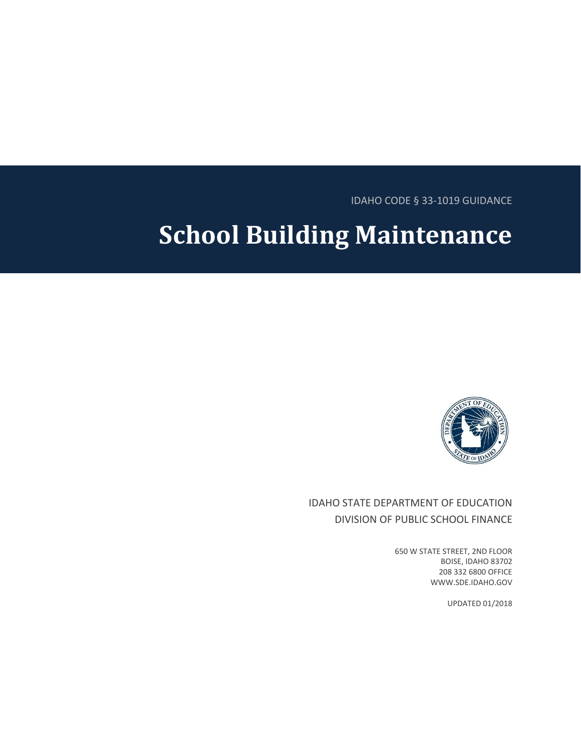IDAHO CODE § 33-1019 GUIDANCE

# School Building Maintenance

IDAHO STATE DEPARTMENT OF EDUCATION
DIVISION OF PUBLIC SCHOOL FINANCE

650 W STATE STREET, 2ND FLOOR
BOISE, IDAHO 83702
208 332 6800 OFFICE
WWW.SDE.IDAHO.GOV

UPDATED 01/2018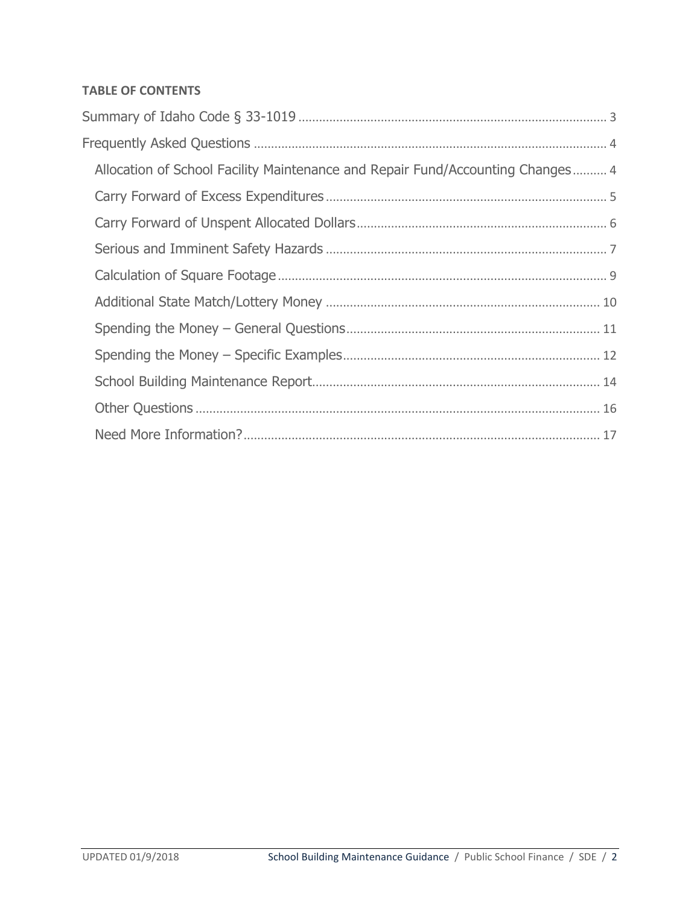**TABLE OF CONTENTS**

Summary of Idaho Code § 33-1019 ........................................................................................ 3

Frequently Asked Questions ..................................................................................................... 4

- Allocation of School Facility Maintenance and Repair Fund/Accounting Changes .......... 4
- Carry Forward of Excess Expenditures ................................................................................ 5
- Carry Forward of Unspent Allocated Dollars ....................................................................... 6
- Serious and Imminent Safety Hazards ................................................................................ 7
- Calculation of Square Footage .............................................................................................. 9
- Additional State Match/Lottery Money .............................................................................. 10
- Spending the Money – General Questions ......................................................................... 11
- Spending the Money – Specific Examples .......................................................................... 12
- School Building Maintenance Report .................................................................................. 14
- Other Questions .................................................................................................................... 16
- Need More Information? ...................................................................................................... 17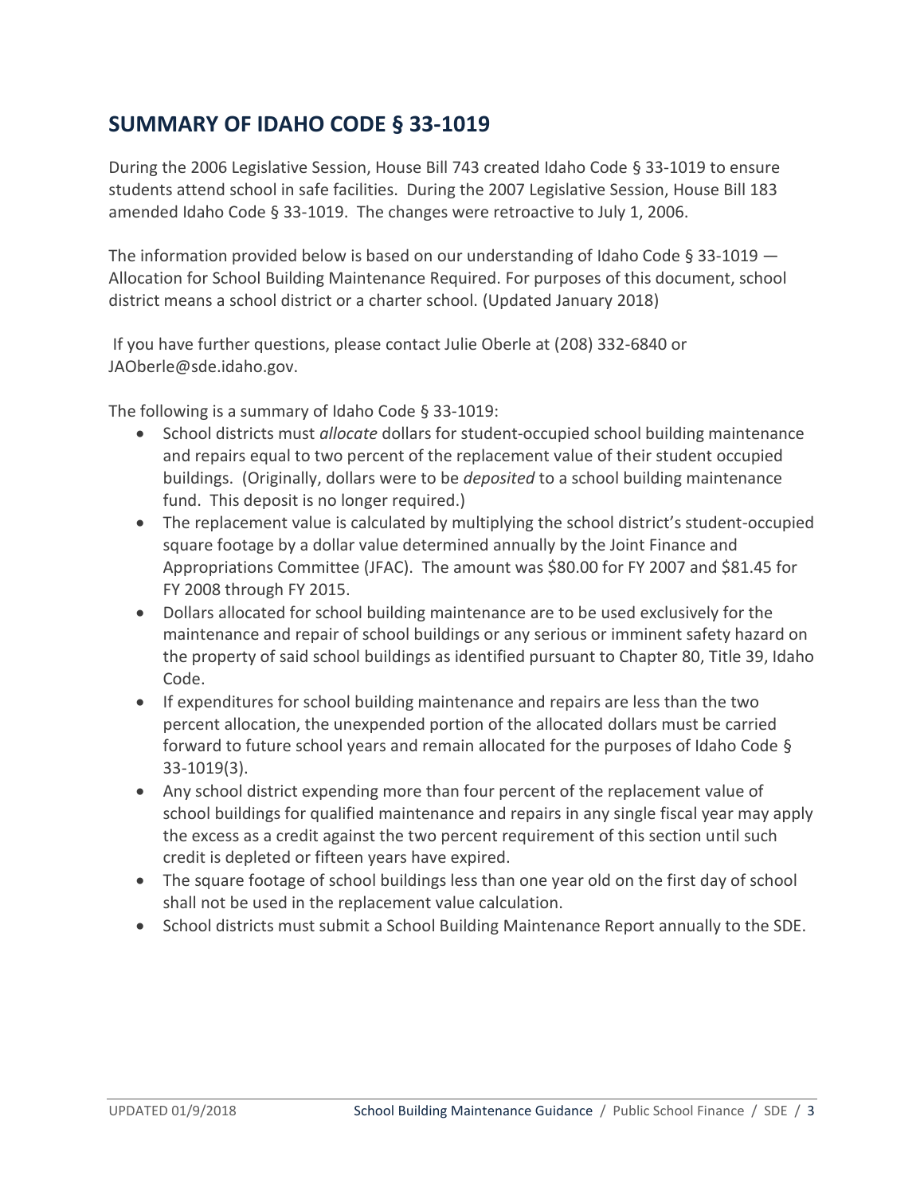## SUMMARY OF IDAHO CODE § 33-1019

During the 2006 Legislative Session, House Bill 743 created Idaho Code § 33-1019 to ensure students attend school in safe facilities. During the 2007 Legislative Session, House Bill 183 amended Idaho Code § 33-1019. The changes were retroactive to July 1, 2006.

The information provided below is based on our understanding of Idaho Code § 33-1019 — Allocation for School Building Maintenance Required. For purposes of this document, school district means a school district or a charter school. (Updated January 2018)

If you have further questions, please contact Julie Oberle at (208) 332-6840 or JAOberle@sde.idaho.gov.

The following is a summary of Idaho Code § 33-1019:

- School districts must *allocate* dollars for student-occupied school building maintenance and repairs equal to two percent of the replacement value of their student occupied buildings. (Originally, dollars were to be *deposited* to a school building maintenance fund. This deposit is no longer required.)
- The replacement value is calculated by multiplying the school district's student-occupied square footage by a dollar value determined annually by the Joint Finance and Appropriations Committee (JFAC). The amount was $80.00 for FY 2007 and $81.45 for FY 2008 through FY 2015.
- Dollars allocated for school building maintenance are to be used exclusively for the maintenance and repair of school buildings or any serious or imminent safety hazard on the property of said school buildings as identified pursuant to Chapter 80, Title 39, Idaho Code.
- If expenditures for school building maintenance and repairs are less than the two percent allocation, the unexpended portion of the allocated dollars must be carried forward to future school years and remain allocated for the purposes of Idaho Code § 33-1019(3).
- Any school district expending more than four percent of the replacement value of school buildings for qualified maintenance and repairs in any single fiscal year may apply the excess as a credit against the two percent requirement of this section until such credit is depleted or fifteen years have expired.
- The square footage of school buildings less than one year old on the first day of school shall not be used in the replacement value calculation.
- School districts must submit a School Building Maintenance Report annually to the SDE.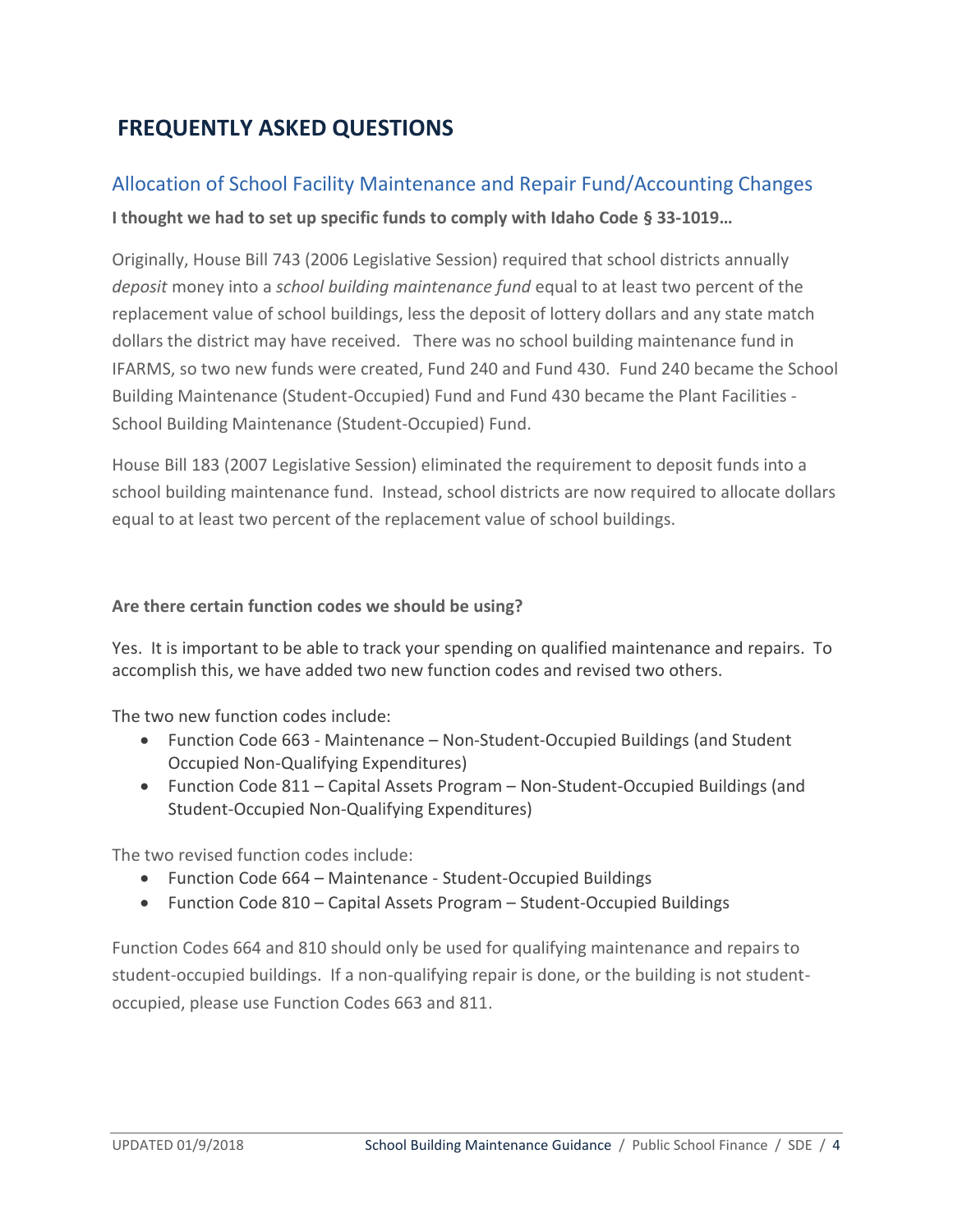# FREQUENTLY ASKED QUESTIONS

## Allocation of School Facility Maintenance and Repair Fund/Accounting Changes

**I thought we had to set up specific funds to comply with Idaho Code § 33-1019…**

Originally, House Bill 743 (2006 Legislative Session) required that school districts annually *deposit* money into a *school building maintenance fund* equal to at least two percent of the replacement value of school buildings, less the deposit of lottery dollars and any state match dollars the district may have received. There was no school building maintenance fund in IFARMS, so two new funds were created, Fund 240 and Fund 430. Fund 240 became the School Building Maintenance (Student-Occupied) Fund and Fund 430 became the Plant Facilities - School Building Maintenance (Student-Occupied) Fund.

House Bill 183 (2007 Legislative Session) eliminated the requirement to deposit funds into a school building maintenance fund. Instead, school districts are now required to allocate dollars equal to at least two percent of the replacement value of school buildings.

**Are there certain function codes we should be using?**

Yes. It is important to be able to track your spending on qualified maintenance and repairs. To accomplish this, we have added two new function codes and revised two others.

The two new function codes include:

- Function Code 663 - Maintenance – Non-Student-Occupied Buildings (and Student Occupied Non-Qualifying Expenditures)
- Function Code 811 – Capital Assets Program – Non-Student-Occupied Buildings (and Student-Occupied Non-Qualifying Expenditures)

The two revised function codes include:

- Function Code 664 – Maintenance - Student-Occupied Buildings
- Function Code 810 – Capital Assets Program – Student-Occupied Buildings

Function Codes 664 and 810 should only be used for qualifying maintenance and repairs to student-occupied buildings. If a non-qualifying repair is done, or the building is not student-occupied, please use Function Codes 663 and 811.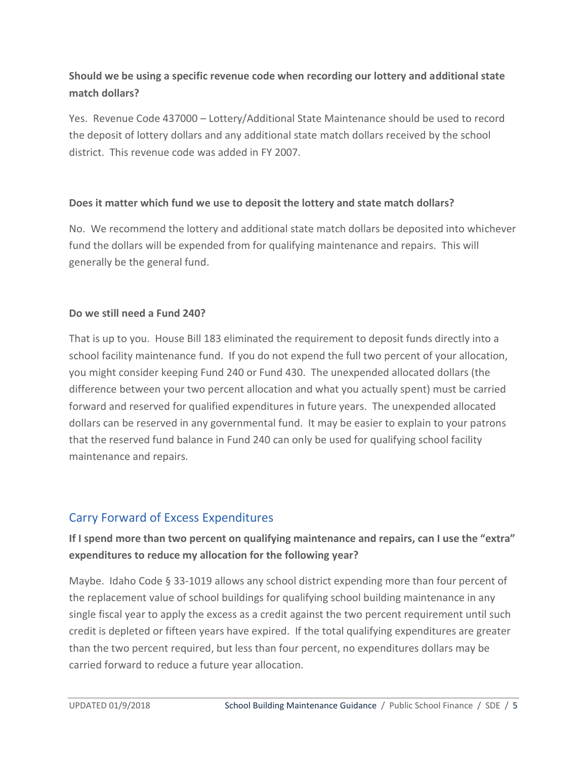**Should we be using a specific revenue code when recording our lottery and additional state match dollars?**

Yes. Revenue Code 437000 – Lottery/Additional State Maintenance should be used to record the deposit of lottery dollars and any additional state match dollars received by the school district. This revenue code was added in FY 2007.

**Does it matter which fund we use to deposit the lottery and state match dollars?**

No. We recommend the lottery and additional state match dollars be deposited into whichever fund the dollars will be expended from for qualifying maintenance and repairs. This will generally be the general fund.

**Do we still need a Fund 240?**

That is up to you. House Bill 183 eliminated the requirement to deposit funds directly into a school facility maintenance fund. If you do not expend the full two percent of your allocation, you might consider keeping Fund 240 or Fund 430. The unexpended allocated dollars (the difference between your two percent allocation and what you actually spent) must be carried forward and reserved for qualified expenditures in future years. The unexpended allocated dollars can be reserved in any governmental fund. It may be easier to explain to your patrons that the reserved fund balance in Fund 240 can only be used for qualifying school facility maintenance and repairs.

## Carry Forward of Excess Expenditures

**If I spend more than two percent on qualifying maintenance and repairs, can I use the "extra" expenditures to reduce my allocation for the following year?**

Maybe. Idaho Code § 33-1019 allows any school district expending more than four percent of the replacement value of school buildings for qualifying school building maintenance in any single fiscal year to apply the excess as a credit against the two percent requirement until such credit is depleted or fifteen years have expired. If the total qualifying expenditures are greater than the two percent required, but less than four percent, no expenditures dollars may be carried forward to reduce a future year allocation.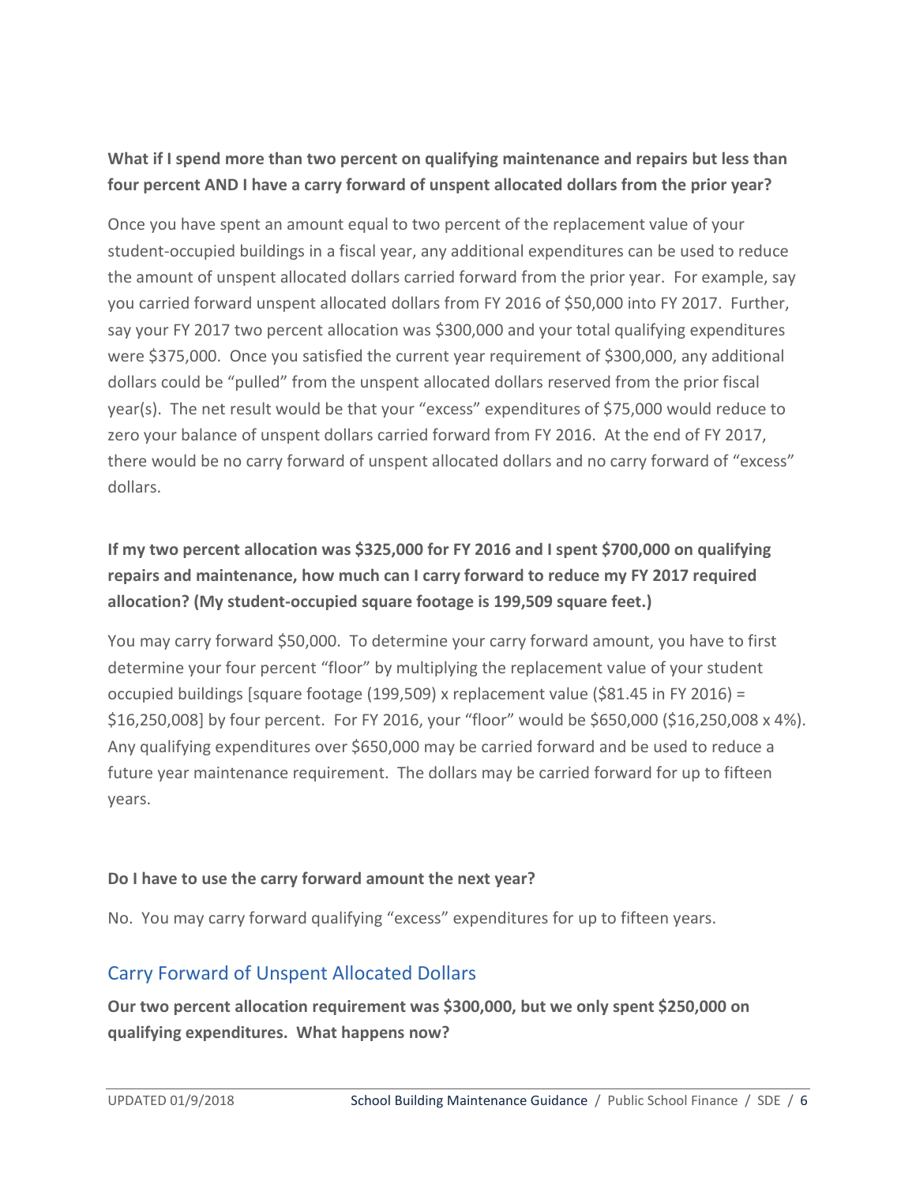**What if I spend more than two percent on qualifying maintenance and repairs but less than four percent AND I have a carry forward of unspent allocated dollars from the prior year?**

Once you have spent an amount equal to two percent of the replacement value of your student-occupied buildings in a fiscal year, any additional expenditures can be used to reduce the amount of unspent allocated dollars carried forward from the prior year. For example, say you carried forward unspent allocated dollars from FY 2016 of $50,000 into FY 2017. Further, say your FY 2017 two percent allocation was $300,000 and your total qualifying expenditures were $375,000. Once you satisfied the current year requirement of $300,000, any additional dollars could be "pulled" from the unspent allocated dollars reserved from the prior fiscal year(s). The net result would be that your "excess" expenditures of $75,000 would reduce to zero your balance of unspent dollars carried forward from FY 2016. At the end of FY 2017, there would be no carry forward of unspent allocated dollars and no carry forward of "excess" dollars.

**If my two percent allocation was $325,000 for FY 2016 and I spent $700,000 on qualifying repairs and maintenance, how much can I carry forward to reduce my FY 2017 required allocation? (My student-occupied square footage is 199,509 square feet.)**

You may carry forward $50,000. To determine your carry forward amount, you have to first determine your four percent "floor" by multiplying the replacement value of your student occupied buildings [square footage (199,509) x replacement value ($81.45 in FY 2016) = $16,250,008] by four percent. For FY 2016, your "floor" would be $650,000 ($16,250,008 x 4%). Any qualifying expenditures over $650,000 may be carried forward and be used to reduce a future year maintenance requirement. The dollars may be carried forward for up to fifteen years.

**Do I have to use the carry forward amount the next year?**

No. You may carry forward qualifying "excess" expenditures for up to fifteen years.

## Carry Forward of Unspent Allocated Dollars

**Our two percent allocation requirement was $300,000, but we only spent $250,000 on qualifying expenditures. What happens now?**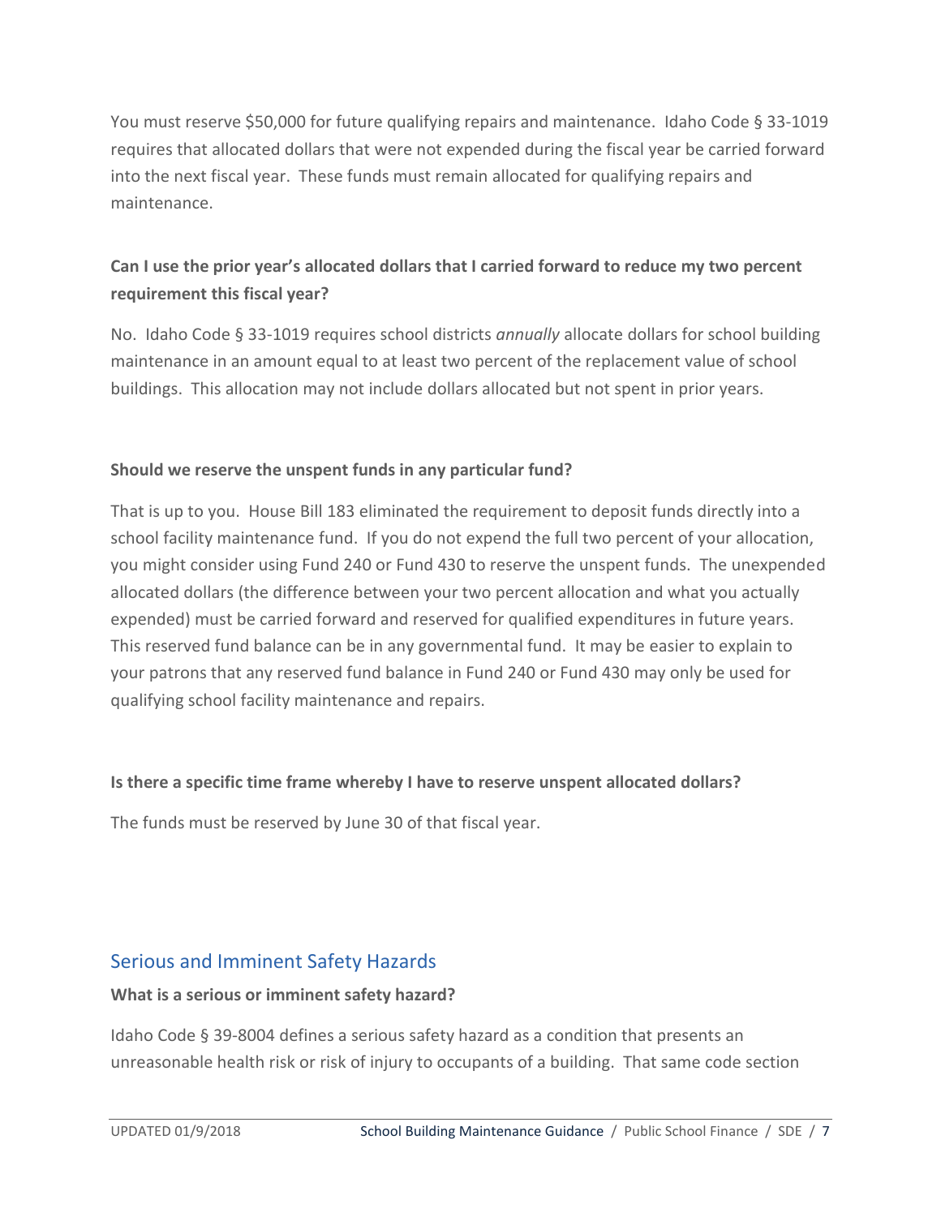You must reserve $50,000 for future qualifying repairs and maintenance. Idaho Code § 33-1019 requires that allocated dollars that were not expended during the fiscal year be carried forward into the next fiscal year. These funds must remain allocated for qualifying repairs and maintenance.

**Can I use the prior year's allocated dollars that I carried forward to reduce my two percent requirement this fiscal year?**

No. Idaho Code § 33-1019 requires school districts *annually* allocate dollars for school building maintenance in an amount equal to at least two percent of the replacement value of school buildings. This allocation may not include dollars allocated but not spent in prior years.

**Should we reserve the unspent funds in any particular fund?**

That is up to you. House Bill 183 eliminated the requirement to deposit funds directly into a school facility maintenance fund. If you do not expend the full two percent of your allocation, you might consider using Fund 240 or Fund 430 to reserve the unspent funds. The unexpended allocated dollars (the difference between your two percent allocation and what you actually expended) must be carried forward and reserved for qualified expenditures in future years. This reserved fund balance can be in any governmental fund. It may be easier to explain to your patrons that any reserved fund balance in Fund 240 or Fund 430 may only be used for qualifying school facility maintenance and repairs.

**Is there a specific time frame whereby I have to reserve unspent allocated dollars?**

The funds must be reserved by June 30 of that fiscal year.

## Serious and Imminent Safety Hazards

**What is a serious or imminent safety hazard?**

Idaho Code § 39-8004 defines a serious safety hazard as a condition that presents an unreasonable health risk or risk of injury to occupants of a building. That same code section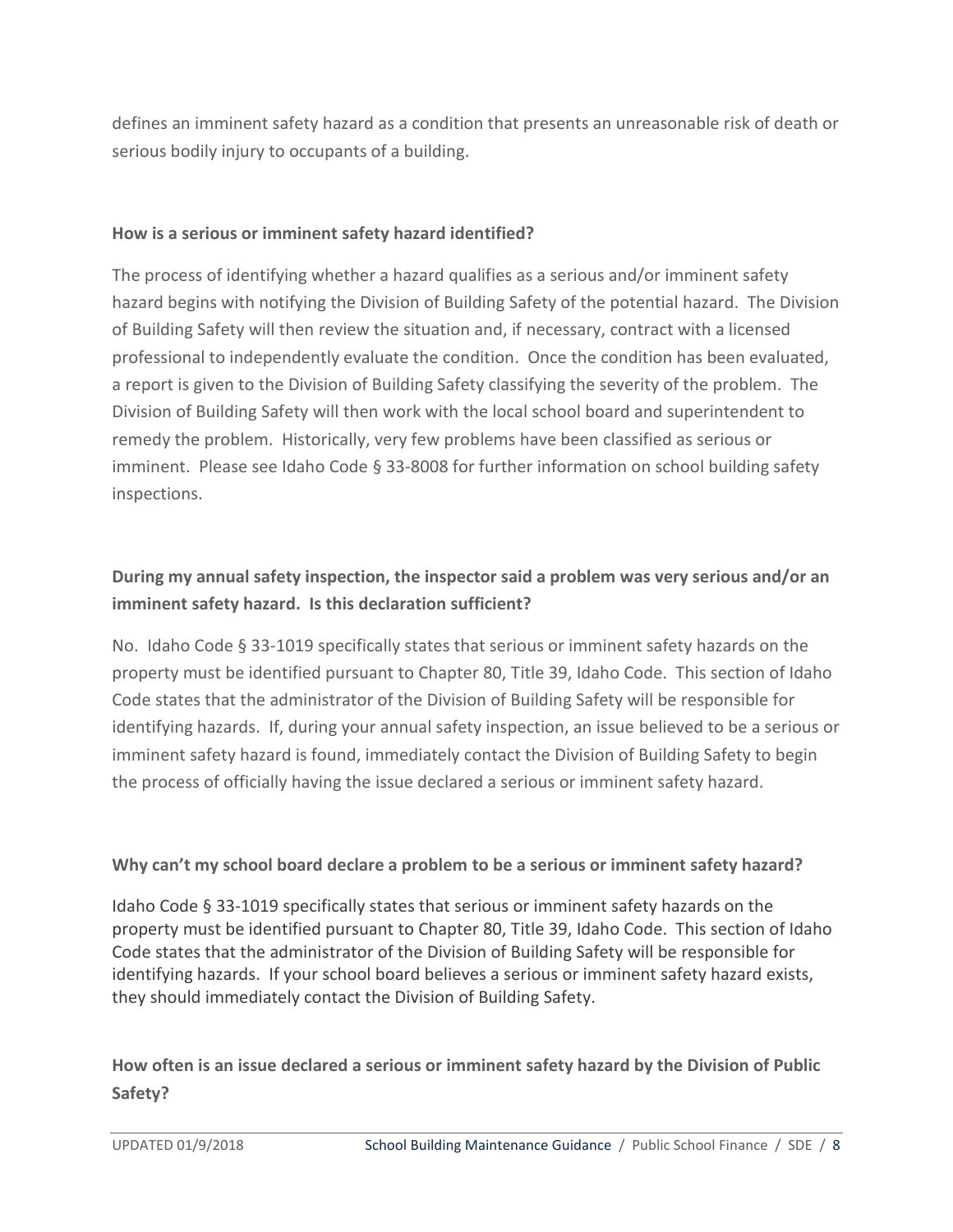defines an imminent safety hazard as a condition that presents an unreasonable risk of death or serious bodily injury to occupants of a building.

**How is a serious or imminent safety hazard identified?**

The process of identifying whether a hazard qualifies as a serious and/or imminent safety hazard begins with notifying the Division of Building Safety of the potential hazard. The Division of Building Safety will then review the situation and, if necessary, contract with a licensed professional to independently evaluate the condition. Once the condition has been evaluated, a report is given to the Division of Building Safety classifying the severity of the problem. The Division of Building Safety will then work with the local school board and superintendent to remedy the problem. Historically, very few problems have been classified as serious or imminent. Please see Idaho Code § 33-8008 for further information on school building safety inspections.

**During my annual safety inspection, the inspector said a problem was very serious and/or an imminent safety hazard. Is this declaration sufficient?**

No. Idaho Code § 33-1019 specifically states that serious or imminent safety hazards on the property must be identified pursuant to Chapter 80, Title 39, Idaho Code. This section of Idaho Code states that the administrator of the Division of Building Safety will be responsible for identifying hazards. If, during your annual safety inspection, an issue believed to be a serious or imminent safety hazard is found, immediately contact the Division of Building Safety to begin the process of officially having the issue declared a serious or imminent safety hazard.

**Why can't my school board declare a problem to be a serious or imminent safety hazard?**

Idaho Code § 33-1019 specifically states that serious or imminent safety hazards on the property must be identified pursuant to Chapter 80, Title 39, Idaho Code. This section of Idaho Code states that the administrator of the Division of Building Safety will be responsible for identifying hazards. If your school board believes a serious or imminent safety hazard exists, they should immediately contact the Division of Building Safety.

**How often is an issue declared a serious or imminent safety hazard by the Division of Public Safety?**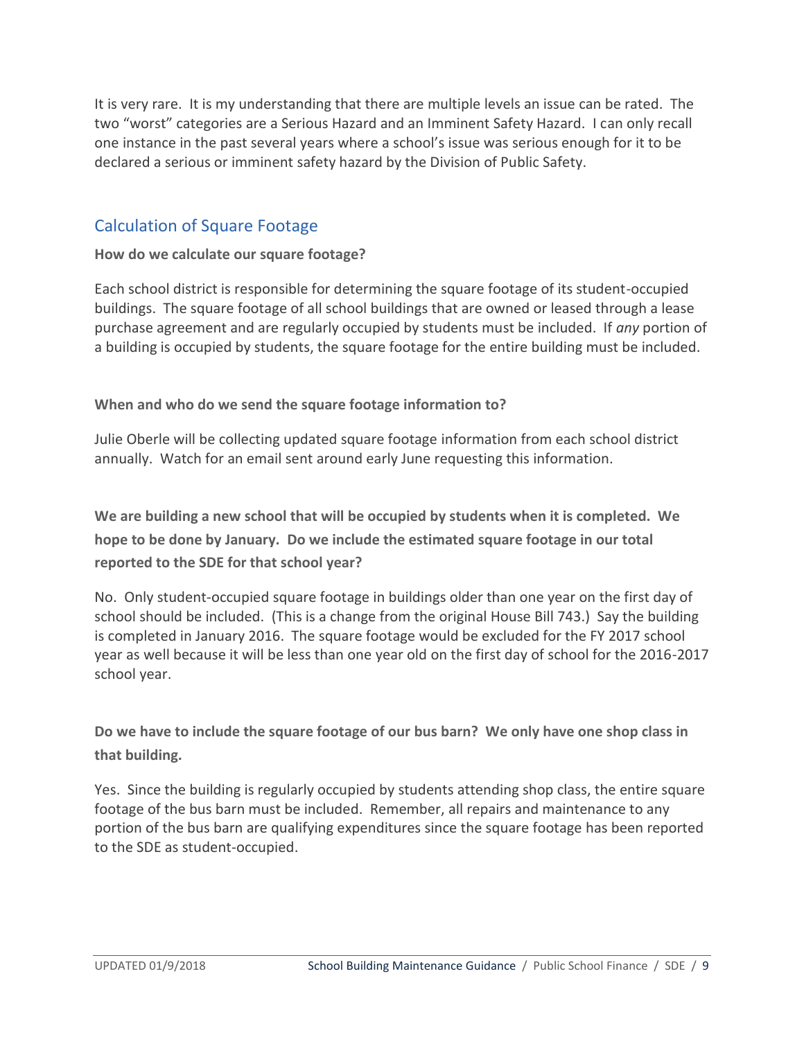It is very rare. It is my understanding that there are multiple levels an issue can be rated. The two "worst" categories are a Serious Hazard and an Imminent Safety Hazard. I can only recall one instance in the past several years where a school's issue was serious enough for it to be declared a serious or imminent safety hazard by the Division of Public Safety.

## Calculation of Square Footage

**How do we calculate our square footage?**

Each school district is responsible for determining the square footage of its student-occupied buildings. The square footage of all school buildings that are owned or leased through a lease purchase agreement and are regularly occupied by students must be included. If *any* portion of a building is occupied by students, the square footage for the entire building must be included.

**When and who do we send the square footage information to?**

Julie Oberle will be collecting updated square footage information from each school district annually. Watch for an email sent around early June requesting this information.

**We are building a new school that will be occupied by students when it is completed. We hope to be done by January. Do we include the estimated square footage in our total reported to the SDE for that school year?**

No. Only student-occupied square footage in buildings older than one year on the first day of school should be included. (This is a change from the original House Bill 743.) Say the building is completed in January 2016. The square footage would be excluded for the FY 2017 school year as well because it will be less than one year old on the first day of school for the 2016-2017 school year.

**Do we have to include the square footage of our bus barn? We only have one shop class in that building.**

Yes. Since the building is regularly occupied by students attending shop class, the entire square footage of the bus barn must be included. Remember, all repairs and maintenance to any portion of the bus barn are qualifying expenditures since the square footage has been reported to the SDE as student-occupied.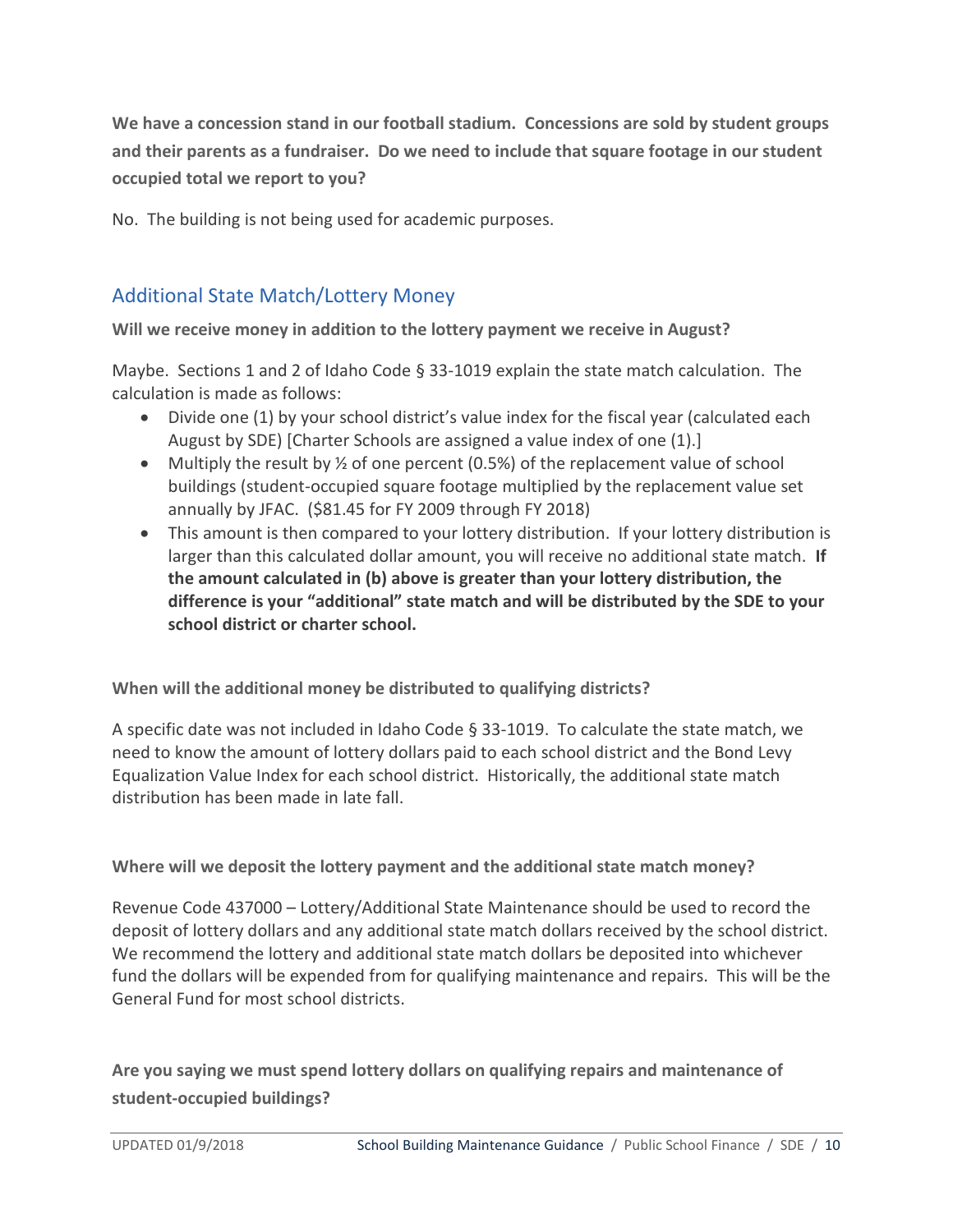**We have a concession stand in our football stadium. Concessions are sold by student groups and their parents as a fundraiser. Do we need to include that square footage in our student occupied total we report to you?**

No. The building is not being used for academic purposes.

## Additional State Match/Lottery Money

**Will we receive money in addition to the lottery payment we receive in August?**

Maybe. Sections 1 and 2 of Idaho Code § 33-1019 explain the state match calculation. The calculation is made as follows:

- Divide one (1) by your school district's value index for the fiscal year (calculated each August by SDE) [Charter Schools are assigned a value index of one (1).]
- Multiply the result by ½ of one percent (0.5%) of the replacement value of school buildings (student-occupied square footage multiplied by the replacement value set annually by JFAC. ($81.45 for FY 2009 through FY 2018)
- This amount is then compared to your lottery distribution. If your lottery distribution is larger than this calculated dollar amount, you will receive no additional state match. **If the amount calculated in (b) above is greater than your lottery distribution, the difference is your "additional" state match and will be distributed by the SDE to your school district or charter school.**

**When will the additional money be distributed to qualifying districts?**

A specific date was not included in Idaho Code § 33-1019. To calculate the state match, we need to know the amount of lottery dollars paid to each school district and the Bond Levy Equalization Value Index for each school district. Historically, the additional state match distribution has been made in late fall.

**Where will we deposit the lottery payment and the additional state match money?**

Revenue Code 437000 – Lottery/Additional State Maintenance should be used to record the deposit of lottery dollars and any additional state match dollars received by the school district. We recommend the lottery and additional state match dollars be deposited into whichever fund the dollars will be expended from for qualifying maintenance and repairs. This will be the General Fund for most school districts.

**Are you saying we must spend lottery dollars on qualifying repairs and maintenance of student-occupied buildings?**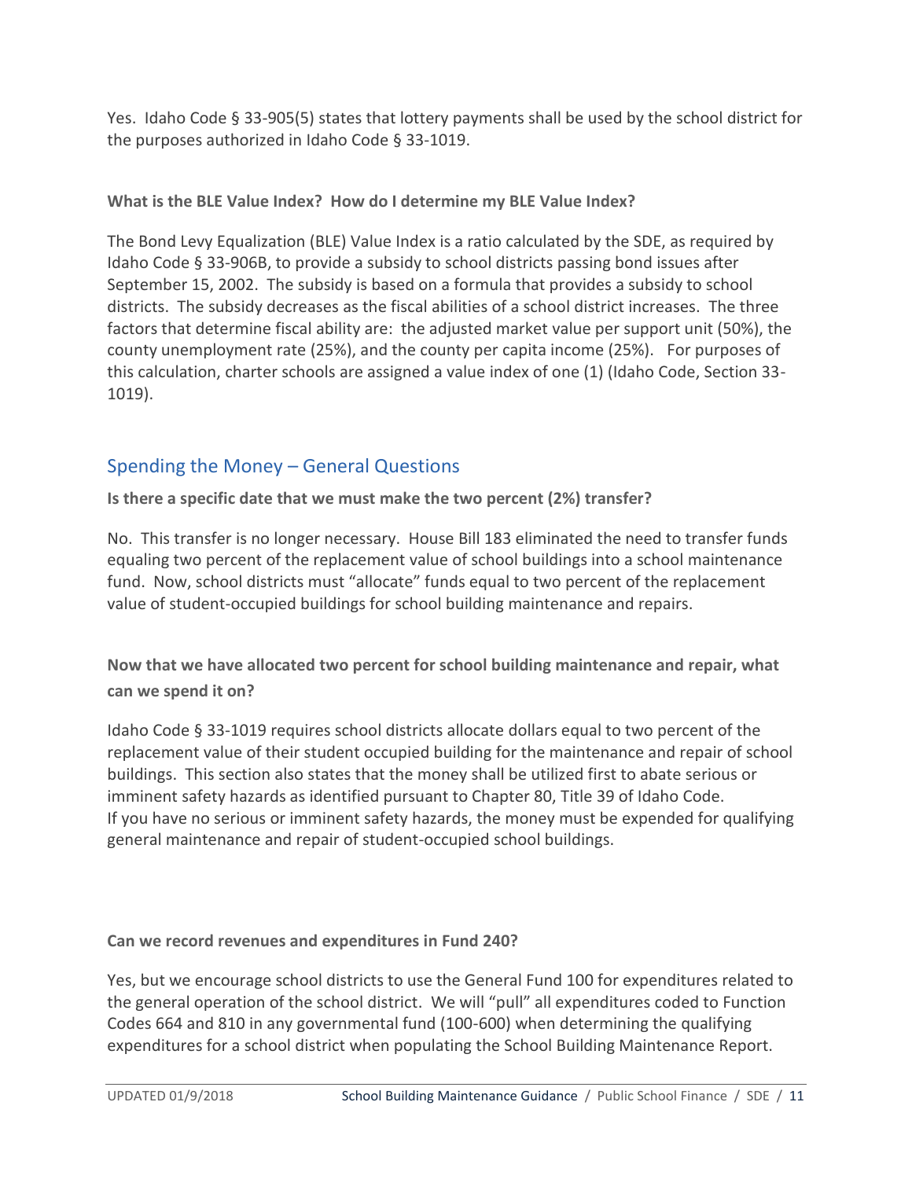Yes. Idaho Code § 33-905(5) states that lottery payments shall be used by the school district for the purposes authorized in Idaho Code § 33-1019.

**What is the BLE Value Index? How do I determine my BLE Value Index?**

The Bond Levy Equalization (BLE) Value Index is a ratio calculated by the SDE, as required by Idaho Code § 33-906B, to provide a subsidy to school districts passing bond issues after September 15, 2002. The subsidy is based on a formula that provides a subsidy to school districts. The subsidy decreases as the fiscal abilities of a school district increases. The three factors that determine fiscal ability are: the adjusted market value per support unit (50%), the county unemployment rate (25%), and the county per capita income (25%). For purposes of this calculation, charter schools are assigned a value index of one (1) (Idaho Code, Section 33-1019).

## Spending the Money – General Questions

**Is there a specific date that we must make the two percent (2%) transfer?**

No. This transfer is no longer necessary. House Bill 183 eliminated the need to transfer funds equaling two percent of the replacement value of school buildings into a school maintenance fund. Now, school districts must "allocate" funds equal to two percent of the replacement value of student-occupied buildings for school building maintenance and repairs.

**Now that we have allocated two percent for school building maintenance and repair, what can we spend it on?**

Idaho Code § 33-1019 requires school districts allocate dollars equal to two percent of the replacement value of their student occupied building for the maintenance and repair of school buildings. This section also states that the money shall be utilized first to abate serious or imminent safety hazards as identified pursuant to Chapter 80, Title 39 of Idaho Code. If you have no serious or imminent safety hazards, the money must be expended for qualifying general maintenance and repair of student-occupied school buildings.

**Can we record revenues and expenditures in Fund 240?**

Yes, but we encourage school districts to use the General Fund 100 for expenditures related to the general operation of the school district. We will "pull" all expenditures coded to Function Codes 664 and 810 in any governmental fund (100-600) when determining the qualifying expenditures for a school district when populating the School Building Maintenance Report.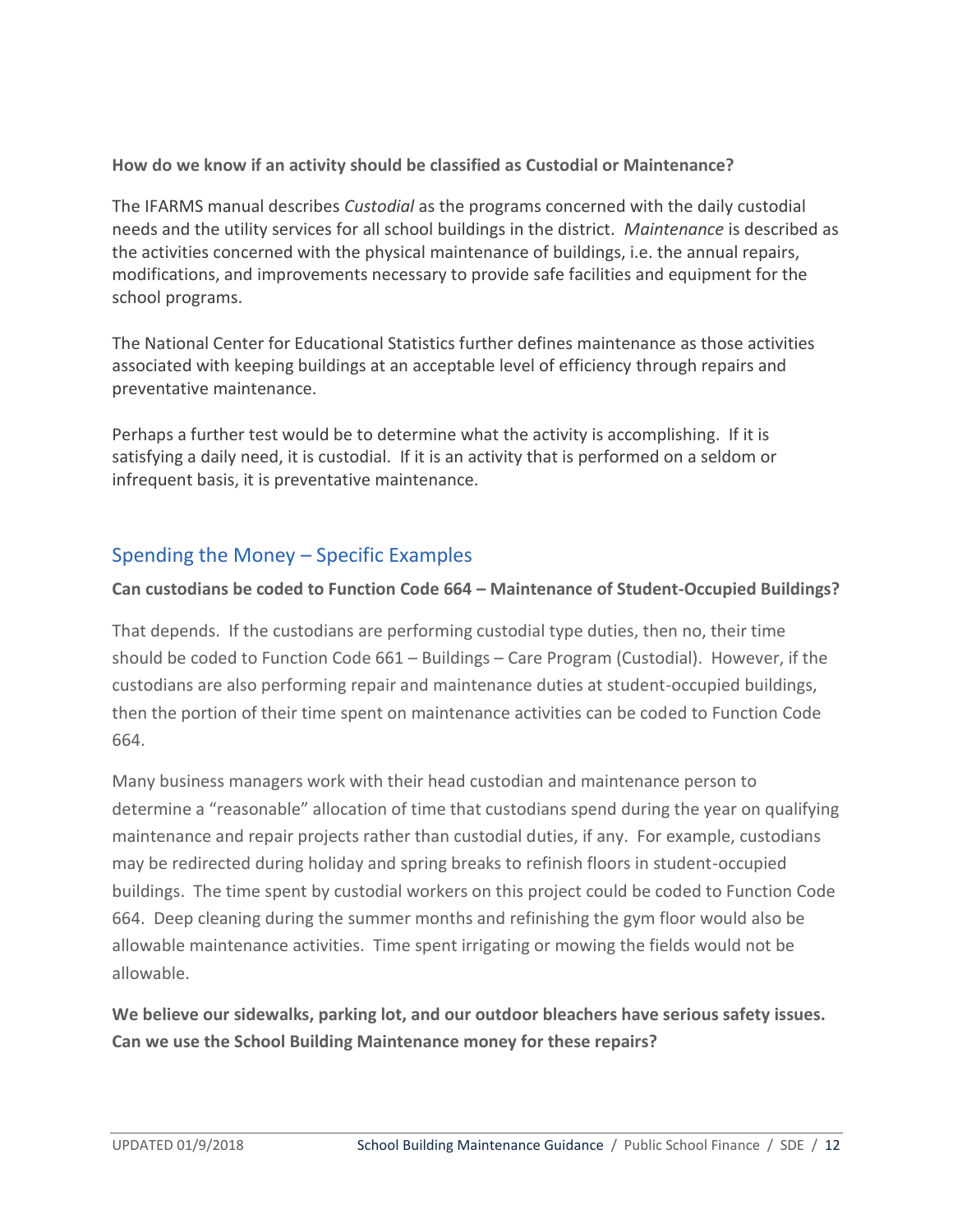**How do we know if an activity should be classified as Custodial or Maintenance?**

The IFARMS manual describes *Custodial* as the programs concerned with the daily custodial needs and the utility services for all school buildings in the district. *Maintenance* is described as the activities concerned with the physical maintenance of buildings, i.e. the annual repairs, modifications, and improvements necessary to provide safe facilities and equipment for the school programs.

The National Center for Educational Statistics further defines maintenance as those activities associated with keeping buildings at an acceptable level of efficiency through repairs and preventative maintenance.

Perhaps a further test would be to determine what the activity is accomplishing. If it is satisfying a daily need, it is custodial. If it is an activity that is performed on a seldom or infrequent basis, it is preventative maintenance.

## Spending the Money – Specific Examples

**Can custodians be coded to Function Code 664 – Maintenance of Student-Occupied Buildings?**

That depends. If the custodians are performing custodial type duties, then no, their time should be coded to Function Code 661 – Buildings – Care Program (Custodial). However, if the custodians are also performing repair and maintenance duties at student-occupied buildings, then the portion of their time spent on maintenance activities can be coded to Function Code 664.

Many business managers work with their head custodian and maintenance person to determine a "reasonable" allocation of time that custodians spend during the year on qualifying maintenance and repair projects rather than custodial duties, if any. For example, custodians may be redirected during holiday and spring breaks to refinish floors in student-occupied buildings. The time spent by custodial workers on this project could be coded to Function Code 664. Deep cleaning during the summer months and refinishing the gym floor would also be allowable maintenance activities. Time spent irrigating or mowing the fields would not be allowable.

**We believe our sidewalks, parking lot, and our outdoor bleachers have serious safety issues. Can we use the School Building Maintenance money for these repairs?**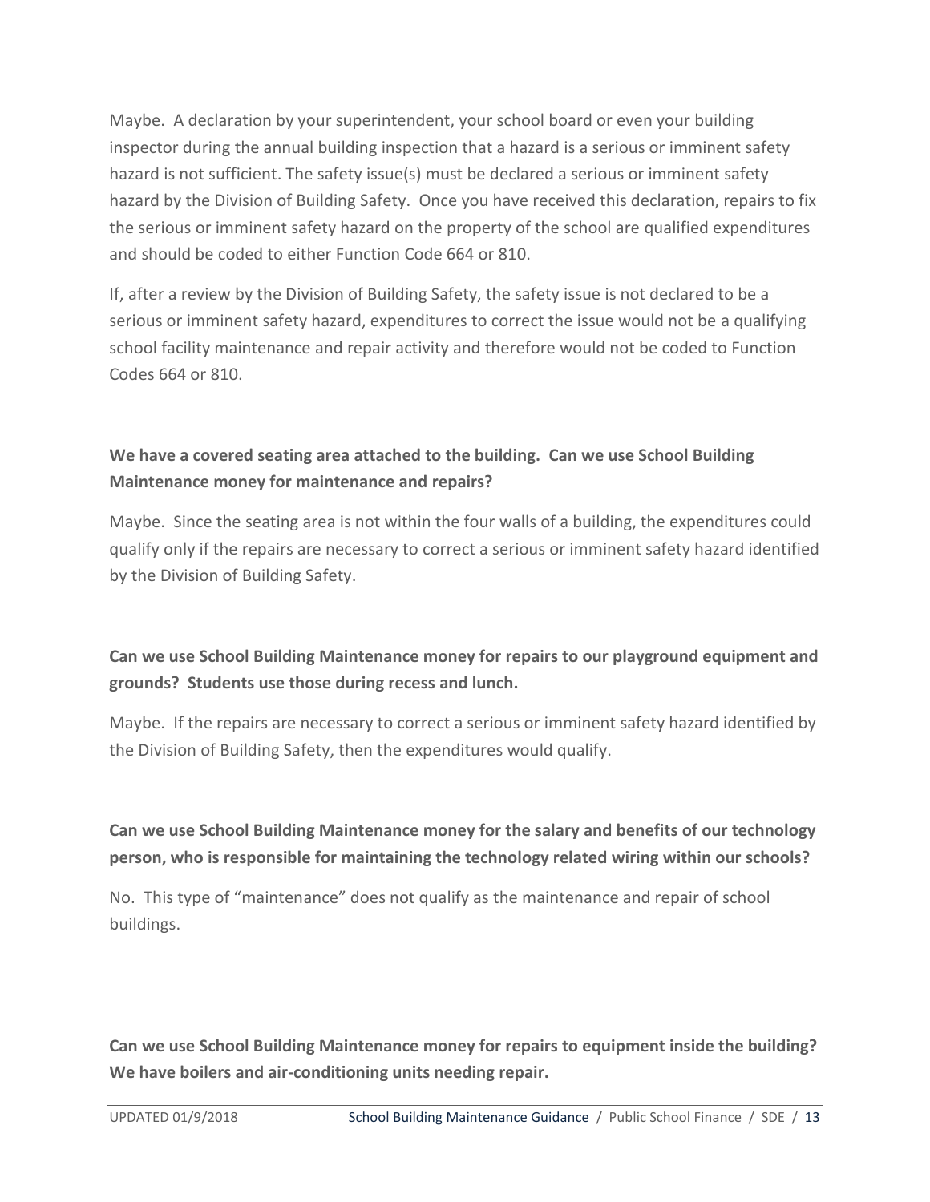Maybe. A declaration by your superintendent, your school board or even your building inspector during the annual building inspection that a hazard is a serious or imminent safety hazard is not sufficient. The safety issue(s) must be declared a serious or imminent safety hazard by the Division of Building Safety. Once you have received this declaration, repairs to fix the serious or imminent safety hazard on the property of the school are qualified expenditures and should be coded to either Function Code 664 or 810.

If, after a review by the Division of Building Safety, the safety issue is not declared to be a serious or imminent safety hazard, expenditures to correct the issue would not be a qualifying school facility maintenance and repair activity and therefore would not be coded to Function Codes 664 or 810.

**We have a covered seating area attached to the building. Can we use School Building Maintenance money for maintenance and repairs?**

Maybe. Since the seating area is not within the four walls of a building, the expenditures could qualify only if the repairs are necessary to correct a serious or imminent safety hazard identified by the Division of Building Safety.

**Can we use School Building Maintenance money for repairs to our playground equipment and grounds? Students use those during recess and lunch.**

Maybe. If the repairs are necessary to correct a serious or imminent safety hazard identified by the Division of Building Safety, then the expenditures would qualify.

**Can we use School Building Maintenance money for the salary and benefits of our technology person, who is responsible for maintaining the technology related wiring within our schools?**

No. This type of "maintenance" does not qualify as the maintenance and repair of school buildings.

**Can we use School Building Maintenance money for repairs to equipment inside the building? We have boilers and air-conditioning units needing repair.**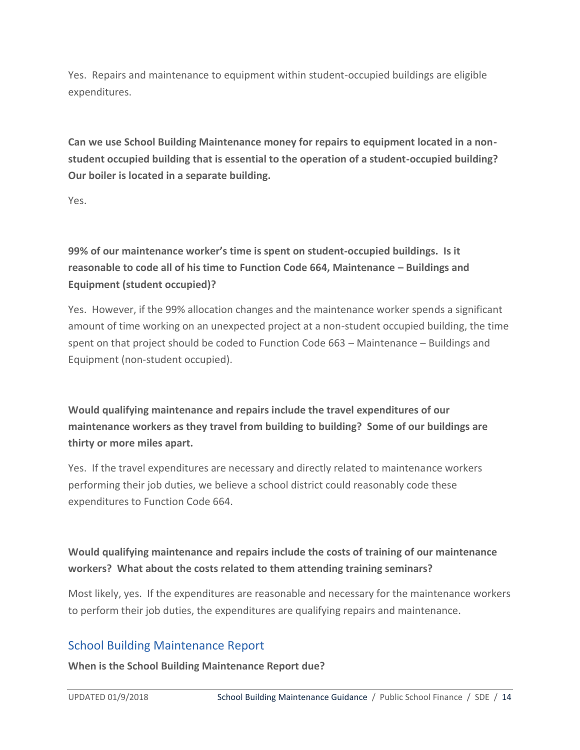Yes. Repairs and maintenance to equipment within student-occupied buildings are eligible expenditures.

**Can we use School Building Maintenance money for repairs to equipment located in a non-student occupied building that is essential to the operation of a student-occupied building? Our boiler is located in a separate building.**

Yes.

**99% of our maintenance worker's time is spent on student-occupied buildings. Is it reasonable to code all of his time to Function Code 664, Maintenance – Buildings and Equipment (student occupied)?**

Yes. However, if the 99% allocation changes and the maintenance worker spends a significant amount of time working on an unexpected project at a non-student occupied building, the time spent on that project should be coded to Function Code 663 – Maintenance – Buildings and Equipment (non-student occupied).

**Would qualifying maintenance and repairs include the travel expenditures of our maintenance workers as they travel from building to building? Some of our buildings are thirty or more miles apart.**

Yes. If the travel expenditures are necessary and directly related to maintenance workers performing their job duties, we believe a school district could reasonably code these expenditures to Function Code 664.

**Would qualifying maintenance and repairs include the costs of training of our maintenance workers? What about the costs related to them attending training seminars?**

Most likely, yes. If the expenditures are reasonable and necessary for the maintenance workers to perform their job duties, the expenditures are qualifying repairs and maintenance.

## School Building Maintenance Report

**When is the School Building Maintenance Report due?**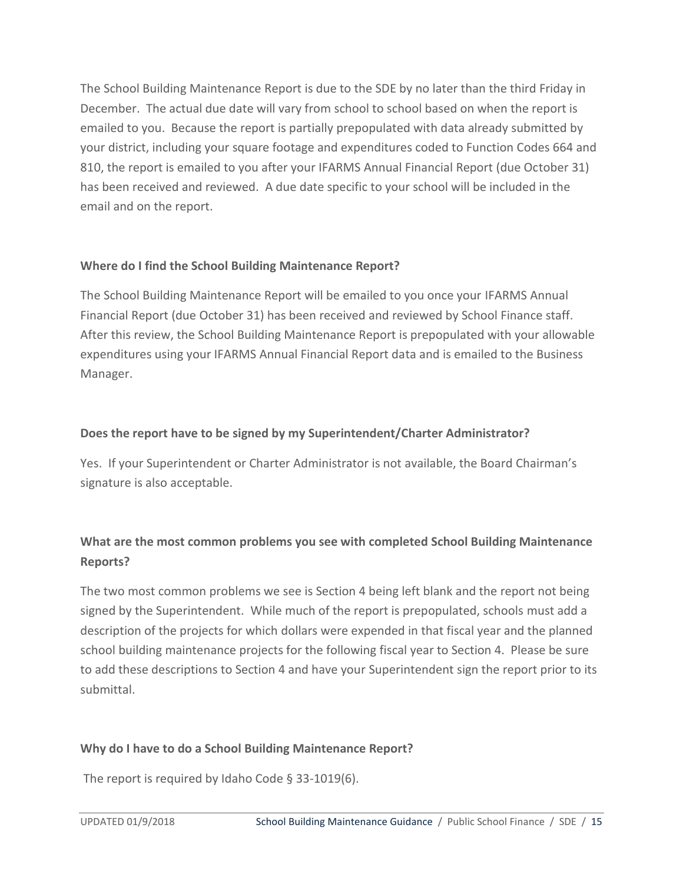The School Building Maintenance Report is due to the SDE by no later than the third Friday in December. The actual due date will vary from school to school based on when the report is emailed to you. Because the report is partially prepopulated with data already submitted by your district, including your square footage and expenditures coded to Function Codes 664 and 810, the report is emailed to you after your IFARMS Annual Financial Report (due October 31) has been received and reviewed. A due date specific to your school will be included in the email and on the report.

### Where do I find the School Building Maintenance Report?

The School Building Maintenance Report will be emailed to you once your IFARMS Annual Financial Report (due October 31) has been received and reviewed by School Finance staff. After this review, the School Building Maintenance Report is prepopulated with your allowable expenditures using your IFARMS Annual Financial Report data and is emailed to the Business Manager.

### Does the report have to be signed by my Superintendent/Charter Administrator?

Yes. If your Superintendent or Charter Administrator is not available, the Board Chairman's signature is also acceptable.

### What are the most common problems you see with completed School Building Maintenance Reports?

The two most common problems we see is Section 4 being left blank and the report not being signed by the Superintendent. While much of the report is prepopulated, schools must add a description of the projects for which dollars were expended in that fiscal year and the planned school building maintenance projects for the following fiscal year to Section 4. Please be sure to add these descriptions to Section 4 and have your Superintendent sign the report prior to its submittal.

### Why do I have to do a School Building Maintenance Report?

The report is required by Idaho Code § 33-1019(6).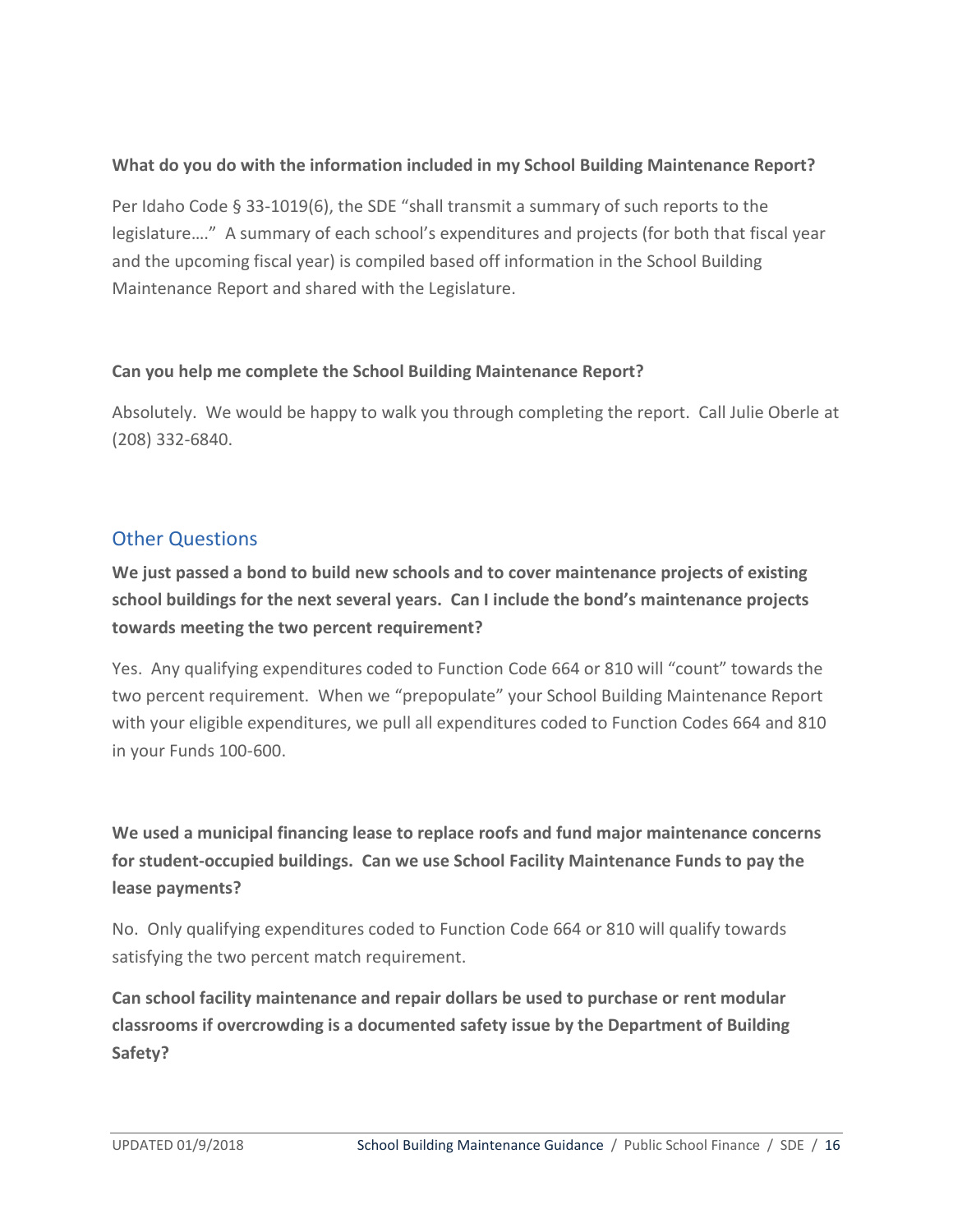**What do you do with the information included in my School Building Maintenance Report?**

Per Idaho Code § 33-1019(6), the SDE "shall transmit a summary of such reports to the legislature…." A summary of each school's expenditures and projects (for both that fiscal year and the upcoming fiscal year) is compiled based off information in the School Building Maintenance Report and shared with the Legislature.

**Can you help me complete the School Building Maintenance Report?**

Absolutely. We would be happy to walk you through completing the report. Call Julie Oberle at (208) 332-6840.

## Other Questions

**We just passed a bond to build new schools and to cover maintenance projects of existing school buildings for the next several years. Can I include the bond's maintenance projects towards meeting the two percent requirement?**

Yes. Any qualifying expenditures coded to Function Code 664 or 810 will "count" towards the two percent requirement. When we "prepopulate" your School Building Maintenance Report with your eligible expenditures, we pull all expenditures coded to Function Codes 664 and 810 in your Funds 100-600.

**We used a municipal financing lease to replace roofs and fund major maintenance concerns for student-occupied buildings. Can we use School Facility Maintenance Funds to pay the lease payments?**

No. Only qualifying expenditures coded to Function Code 664 or 810 will qualify towards satisfying the two percent match requirement.

**Can school facility maintenance and repair dollars be used to purchase or rent modular classrooms if overcrowding is a documented safety issue by the Department of Building Safety?**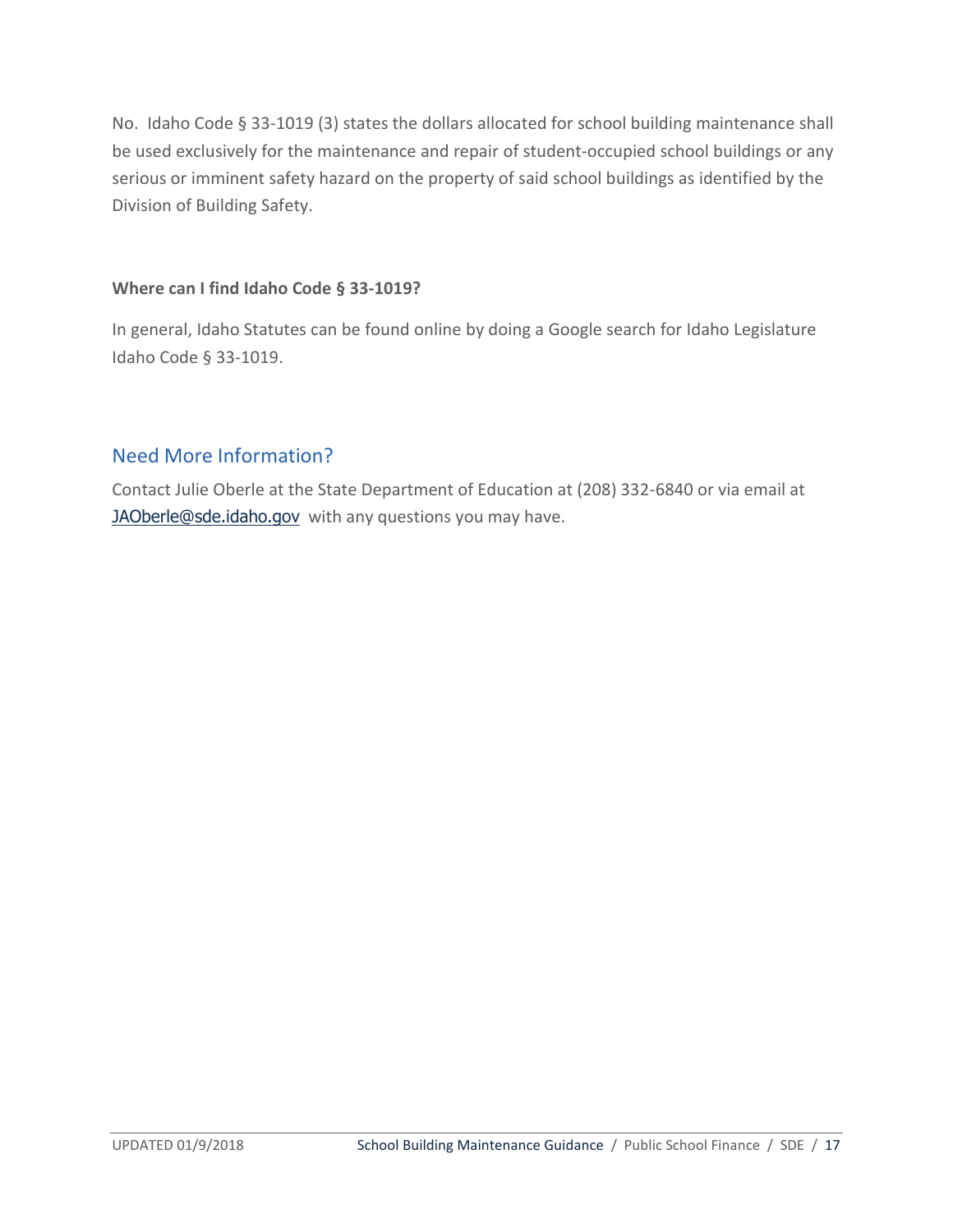No. Idaho Code § 33-1019 (3) states the dollars allocated for school building maintenance shall be used exclusively for the maintenance and repair of student-occupied school buildings or any serious or imminent safety hazard on the property of said school buildings as identified by the Division of Building Safety.

**Where can I find Idaho Code § 33-1019?**

In general, Idaho Statutes can be found online by doing a Google search for Idaho Legislature Idaho Code § 33-1019.

## Need More Information?

Contact Julie Oberle at the State Department of Education at (208) 332-6840 or via email at [JAOberle@sde.idaho.gov](mailto:JAOberle@sde.idaho.gov) with any questions you may have.